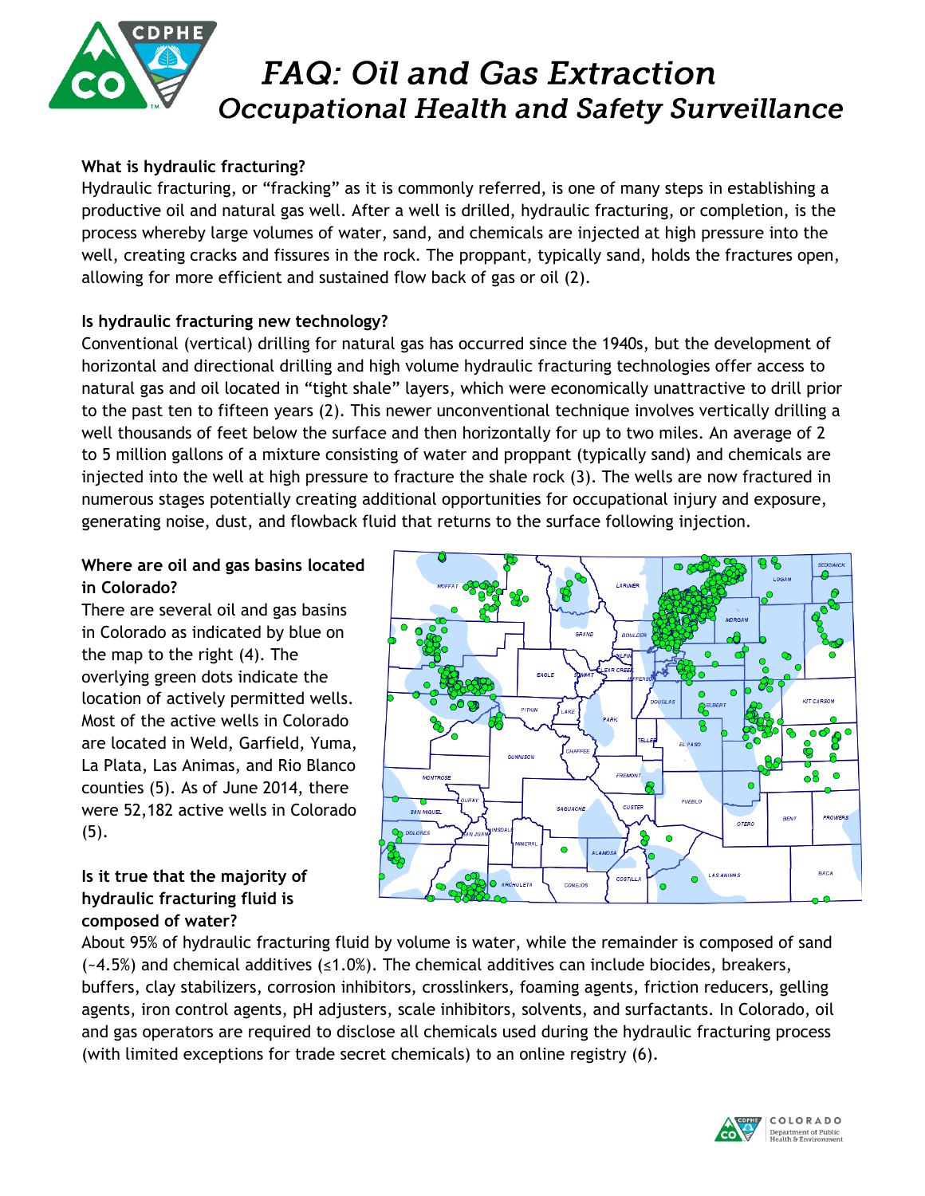# FAQ: Oil and Gas Extraction

## Occupational Health and Safety Surveillance

**What is hydraulic fracturing?**

Hydraulic fracturing, or "fracking" as it is commonly referred, is one of many steps in establishing a productive oil and natural gas well. After a well is drilled, hydraulic fracturing, or completion, is the process whereby large volumes of water, sand, and chemicals are injected at high pressure into the well, creating cracks and fissures in the rock. The proppant, typically sand, holds the fractures open, allowing for more efficient and sustained flow back of gas or oil (2).

**Is hydraulic fracturing new technology?**

Conventional (vertical) drilling for natural gas has occurred since the 1940s, but the development of horizontal and directional drilling and high volume hydraulic fracturing technologies offer access to natural gas and oil located in "tight shale" layers, which were economically unattractive to drill prior to the past ten to fifteen years (2). This newer unconventional technique involves vertically drilling a well thousands of feet below the surface and then horizontally for up to two miles. An average of 2 to 5 million gallons of a mixture consisting of water and proppant (typically sand) and chemicals are injected into the well at high pressure to fracture the shale rock (3). The wells are now fractured in numerous stages potentially creating additional opportunities for occupational injury and exposure, generating noise, dust, and flowback fluid that returns to the surface following injection.

**Where are oil and gas basins located in Colorado?**

There are several oil and gas basins in Colorado as indicated by blue on the map to the right (4). The overlying green dots indicate the location of actively permitted wells. Most of the active wells in Colorado are located in Weld, Garfield, Yuma, La Plata, Las Animas, and Rio Blanco counties (5). As of June 2014, there were 52,182 active wells in Colorado (5).

**Is it true that the majority of hydraulic fracturing fluid is composed of water?**

About 95% of hydraulic fracturing fluid by volume is water, while the remainder is composed of sand (~4.5%) and chemical additives (≤1.0%). The chemical additives can include biocides, breakers, buffers, clay stabilizers, corrosion inhibitors, crosslinkers, foaming agents, friction reducers, gelling agents, iron control agents, pH adjusters, scale inhibitors, solvents, and surfactants. In Colorado, oil and gas operators are required to disclose all chemicals used during the hydraulic fracturing process (with limited exceptions for trade secret chemicals) to an online registry (6).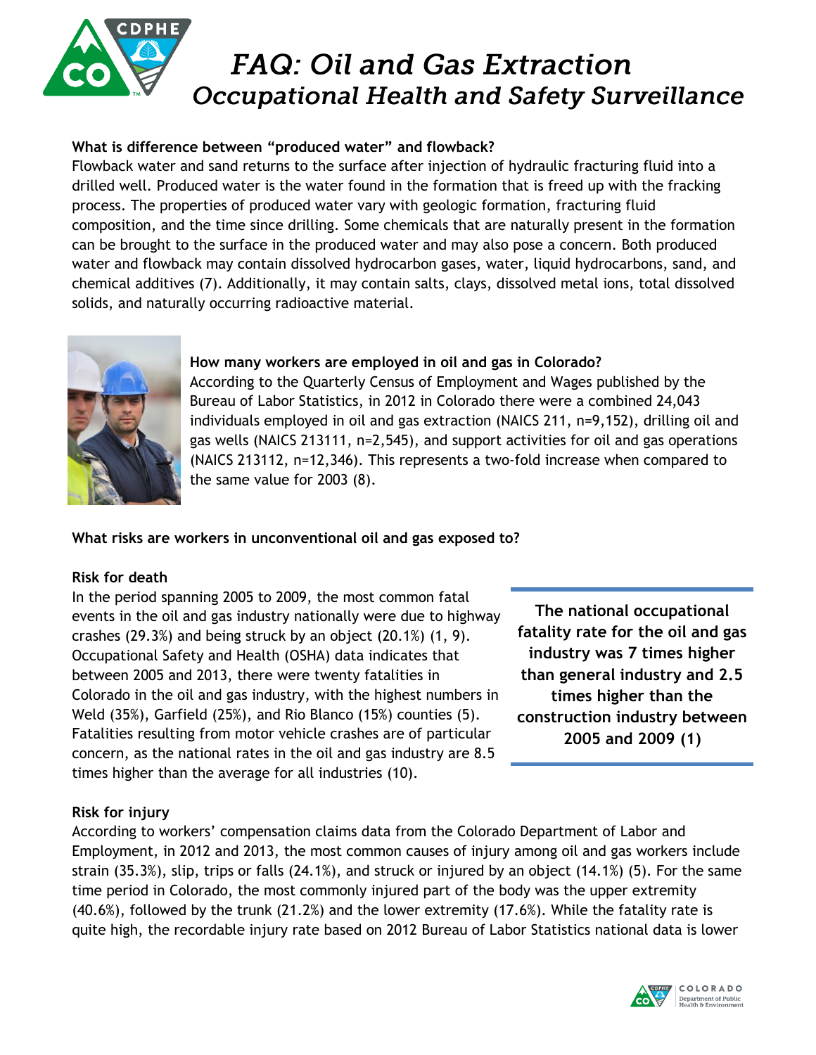# *FAQ: Oil and Gas Extraction*
## *Occupational Health and Safety Surveillance*

**What is difference between "produced water" and flowback?**

Flowback water and sand returns to the surface after injection of hydraulic fracturing fluid into a drilled well. Produced water is the water found in the formation that is freed up with the fracking process. The properties of produced water vary with geologic formation, fracturing fluid composition, and the time since drilling. Some chemicals that are naturally present in the formation can be brought to the surface in the produced water and may also pose a concern. Both produced water and flowback may contain dissolved hydrocarbon gases, water, liquid hydrocarbons, sand, and chemical additives (7). Additionally, it may contain salts, clays, dissolved metal ions, total dissolved solids, and naturally occurring radioactive material.

**How many workers are employed in oil and gas in Colorado?**

According to the Quarterly Census of Employment and Wages published by the Bureau of Labor Statistics, in 2012 in Colorado there were a combined 24,043 individuals employed in oil and gas extraction (NAICS 211, n=9,152), drilling oil and gas wells (NAICS 213111, n=2,545), and support activities for oil and gas operations (NAICS 213112, n=12,346). This represents a two-fold increase when compared to the same value for 2003 (8).

**What risks are workers in unconventional oil and gas exposed to?**

**Risk for death**

In the period spanning 2005 to 2009, the most common fatal events in the oil and gas industry nationally were due to highway crashes (29.3%) and being struck by an object (20.1%) (1, 9). Occupational Safety and Health (OSHA) data indicates that between 2005 and 2013, there were twenty fatalities in Colorado in the oil and gas industry, with the highest numbers in Weld (35%), Garfield (25%), and Rio Blanco (15%) counties (5). Fatalities resulting from motor vehicle crashes are of particular concern, as the national rates in the oil and gas industry are 8.5 times higher than the average for all industries (10).

**The national occupational fatality rate for the oil and gas industry was 7 times higher than general industry and 2.5 times higher than the construction industry between 2005 and 2009 (1)**

**Risk for injury**

According to workers' compensation claims data from the Colorado Department of Labor and Employment, in 2012 and 2013, the most common causes of injury among oil and gas workers include strain (35.3%), slip, trips or falls (24.1%), and struck or injured by an object (14.1%) (5). For the same time period in Colorado, the most commonly injured part of the body was the upper extremity (40.6%), followed by the trunk (21.2%) and the lower extremity (17.6%). While the fatality rate is quite high, the recordable injury rate based on 2012 Bureau of Labor Statistics national data is lower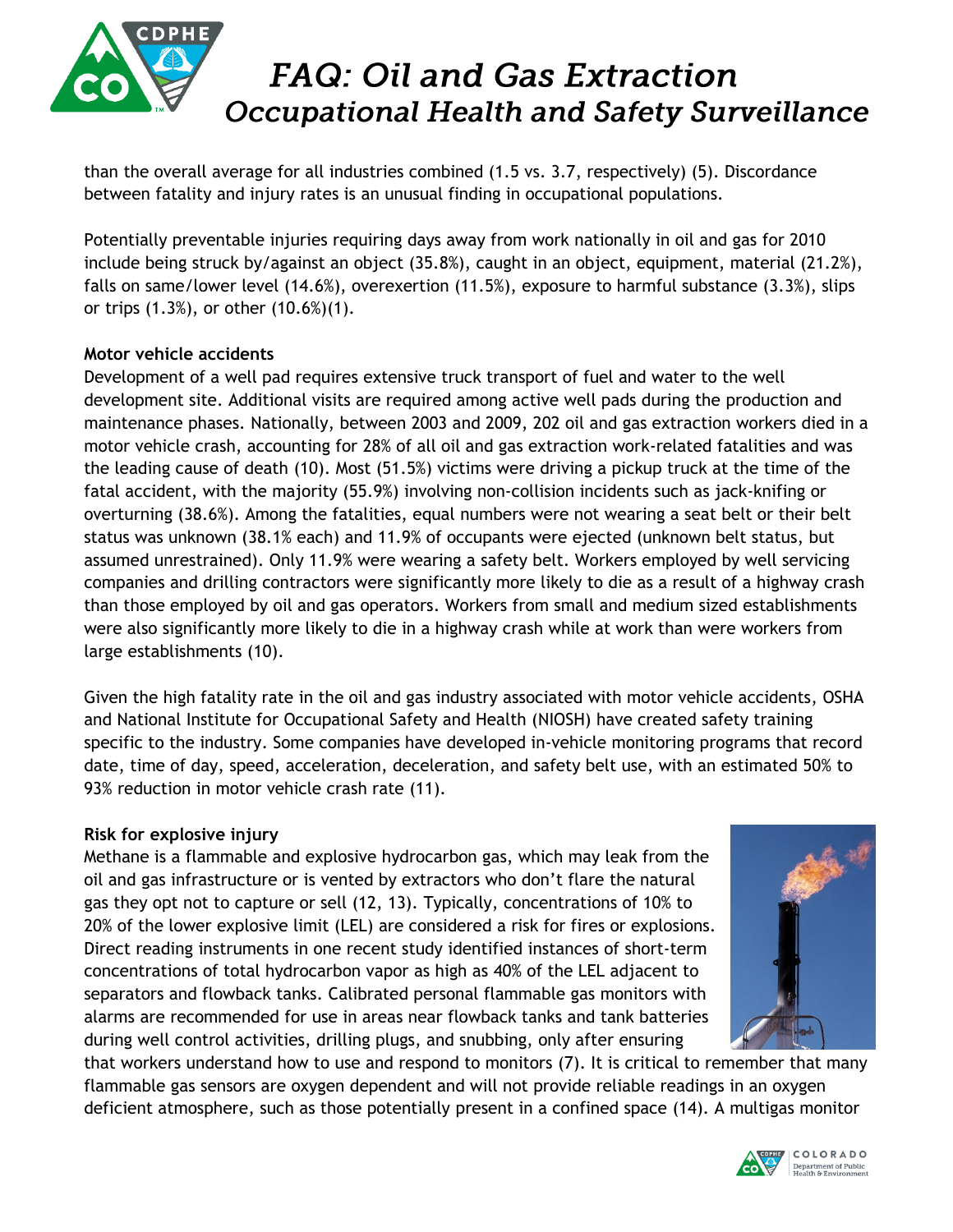than the overall average for all industries combined (1.5 vs. 3.7, respectively) (5). Discordance between fatality and injury rates is an unusual finding in occupational populations.

Potentially preventable injuries requiring days away from work nationally in oil and gas for 2010 include being struck by/against an object (35.8%), caught in an object, equipment, material (21.2%), falls on same/lower level (14.6%), overexertion (11.5%), exposure to harmful substance (3.3%), slips or trips (1.3%), or other (10.6%)(1).

**Motor vehicle accidents**

Development of a well pad requires extensive truck transport of fuel and water to the well development site. Additional visits are required among active well pads during the production and maintenance phases. Nationally, between 2003 and 2009, 202 oil and gas extraction workers died in a motor vehicle crash, accounting for 28% of all oil and gas extraction work-related fatalities and was the leading cause of death (10). Most (51.5%) victims were driving a pickup truck at the time of the fatal accident, with the majority (55.9%) involving non-collision incidents such as jack-knifing or overturning (38.6%). Among the fatalities, equal numbers were not wearing a seat belt or their belt status was unknown (38.1% each) and 11.9% of occupants were ejected (unknown belt status, but assumed unrestrained). Only 11.9% were wearing a safety belt. Workers employed by well servicing companies and drilling contractors were significantly more likely to die as a result of a highway crash than those employed by oil and gas operators. Workers from small and medium sized establishments were also significantly more likely to die in a highway crash while at work than were workers from large establishments (10).

Given the high fatality rate in the oil and gas industry associated with motor vehicle accidents, OSHA and National Institute for Occupational Safety and Health (NIOSH) have created safety training specific to the industry. Some companies have developed in-vehicle monitoring programs that record date, time of day, speed, acceleration, deceleration, and safety belt use, with an estimated 50% to 93% reduction in motor vehicle crash rate (11).

**Risk for explosive injury**

Methane is a flammable and explosive hydrocarbon gas, which may leak from the oil and gas infrastructure or is vented by extractors who don't flare the natural gas they opt not to capture or sell (12, 13). Typically, concentrations of 10% to 20% of the lower explosive limit (LEL) are considered a risk for fires or explosions. Direct reading instruments in one recent study identified instances of short-term concentrations of total hydrocarbon vapor as high as 40% of the LEL adjacent to separators and flowback tanks. Calibrated personal flammable gas monitors with alarms are recommended for use in areas near flowback tanks and tank batteries during well control activities, drilling plugs, and snubbing, only after ensuring that workers understand how to use and respond to monitors (7). It is critical to remember that many flammable gas sensors are oxygen dependent and will not provide reliable readings in an oxygen deficient atmosphere, such as those potentially present in a confined space (14). A multigas monitor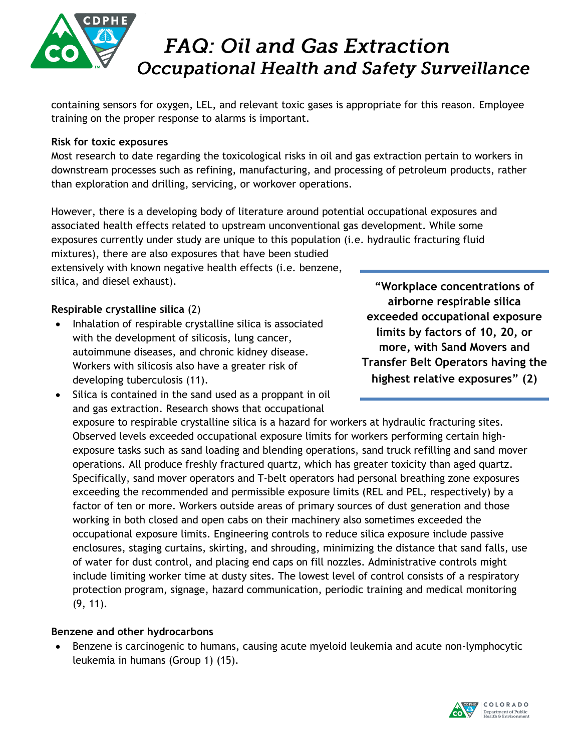containing sensors for oxygen, LEL, and relevant toxic gases is appropriate for this reason. Employee training on the proper response to alarms is important.

**Risk for toxic exposures**

Most research to date regarding the toxicological risks in oil and gas extraction pertain to workers in downstream processes such as refining, manufacturing, and processing of petroleum products, rather than exploration and drilling, servicing, or workover operations.

However, there is a developing body of literature around potential occupational exposures and associated health effects related to upstream unconventional gas development. While some exposures currently under study are unique to this population (i.e. hydraulic fracturing fluid mixtures), there are also exposures that have been studied extensively with known negative health effects (i.e. benzene, silica, and diesel exhaust).

> **"Workplace concentrations of airborne respirable silica exceeded occupational exposure limits by factors of 10, 20, or more, with Sand Movers and Transfer Belt Operators having the highest relative exposures" (2)**

**Respirable crystalline silica** (2)

- Inhalation of respirable crystalline silica is associated with the development of silicosis, lung cancer, autoimmune diseases, and chronic kidney disease. Workers with silicosis also have a greater risk of developing tuberculosis (11).
- Silica is contained in the sand used as a proppant in oil and gas extraction. Research shows that occupational exposure to respirable crystalline silica is a hazard for workers at hydraulic fracturing sites. Observed levels exceeded occupational exposure limits for workers performing certain high-exposure tasks such as sand loading and blending operations, sand truck refilling and sand mover operations. All produce freshly fractured quartz, which has greater toxicity than aged quartz. Specifically, sand mover operators and T-belt operators had personal breathing zone exposures exceeding the recommended and permissible exposure limits (REL and PEL, respectively) by a factor of ten or more. Workers outside areas of primary sources of dust generation and those working in both closed and open cabs on their machinery also sometimes exceeded the occupational exposure limits. Engineering controls to reduce silica exposure include passive enclosures, staging curtains, skirting, and shrouding, minimizing the distance that sand falls, use of water for dust control, and placing end caps on fill nozzles. Administrative controls might include limiting worker time at dusty sites. The lowest level of control consists of a respiratory protection program, signage, hazard communication, periodic training and medical monitoring (9, 11).

**Benzene and other hydrocarbons**

- Benzene is carcinogenic to humans, causing acute myeloid leukemia and acute non-lymphocytic leukemia in humans (Group 1) (15).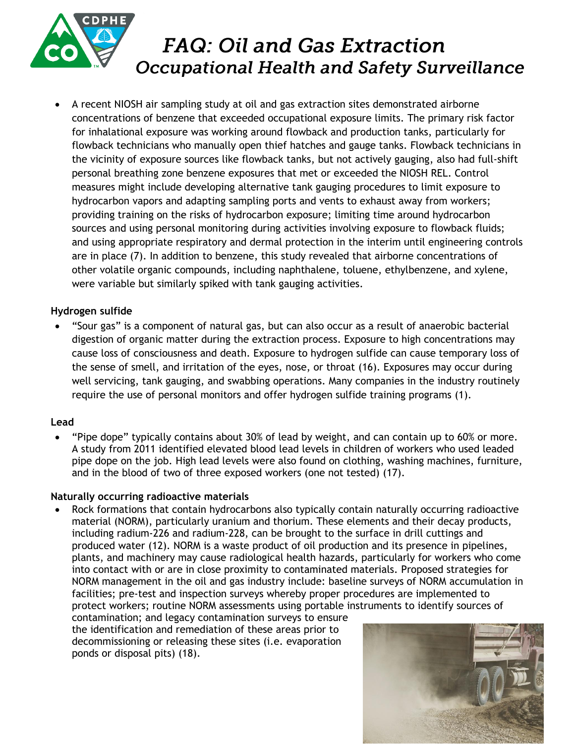- A recent NIOSH air sampling study at oil and gas extraction sites demonstrated airborne concentrations of benzene that exceeded occupational exposure limits. The primary risk factor for inhalational exposure was working around flowback and production tanks, particularly for flowback technicians who manually open thief hatches and gauge tanks. Flowback technicians in the vicinity of exposure sources like flowback tanks, but not actively gauging, also had full-shift personal breathing zone benzene exposures that met or exceeded the NIOSH REL. Control measures might include developing alternative tank gauging procedures to limit exposure to hydrocarbon vapors and adapting sampling ports and vents to exhaust away from workers; providing training on the risks of hydrocarbon exposure; limiting time around hydrocarbon sources and using personal monitoring during activities involving exposure to flowback fluids; and using appropriate respiratory and dermal protection in the interim until engineering controls are in place (7). In addition to benzene, this study revealed that airborne concentrations of other volatile organic compounds, including naphthalene, toluene, ethylbenzene, and xylene, were variable but similarly spiked with tank gauging activities.

**Hydrogen sulfide**

- "Sour gas" is a component of natural gas, but can also occur as a result of anaerobic bacterial digestion of organic matter during the extraction process. Exposure to high concentrations may cause loss of consciousness and death. Exposure to hydrogen sulfide can cause temporary loss of the sense of smell, and irritation of the eyes, nose, or throat (16). Exposures may occur during well servicing, tank gauging, and swabbing operations. Many companies in the industry routinely require the use of personal monitors and offer hydrogen sulfide training programs (1).

**Lead**

- "Pipe dope" typically contains about 30% of lead by weight, and can contain up to 60% or more. A study from 2011 identified elevated blood lead levels in children of workers who used leaded pipe dope on the job. High lead levels were also found on clothing, washing machines, furniture, and in the blood of two of three exposed workers (one not tested) (17).

**Naturally occurring radioactive materials**

- Rock formations that contain hydrocarbons also typically contain naturally occurring radioactive material (NORM), particularly uranium and thorium. These elements and their decay products, including radium-226 and radium-228, can be brought to the surface in drill cuttings and produced water (12). NORM is a waste product of oil production and its presence in pipelines, plants, and machinery may cause radiological health hazards, particularly for workers who come into contact with or are in close proximity to contaminated materials. Proposed strategies for NORM management in the oil and gas industry include: baseline surveys of NORM accumulation in facilities; pre-test and inspection surveys whereby proper procedures are implemented to protect workers; routine NORM assessments using portable instruments to identify sources of contamination; and legacy contamination surveys to ensure the identification and remediation of these areas prior to decommissioning or releasing these sites (i.e. evaporation ponds or disposal pits) (18).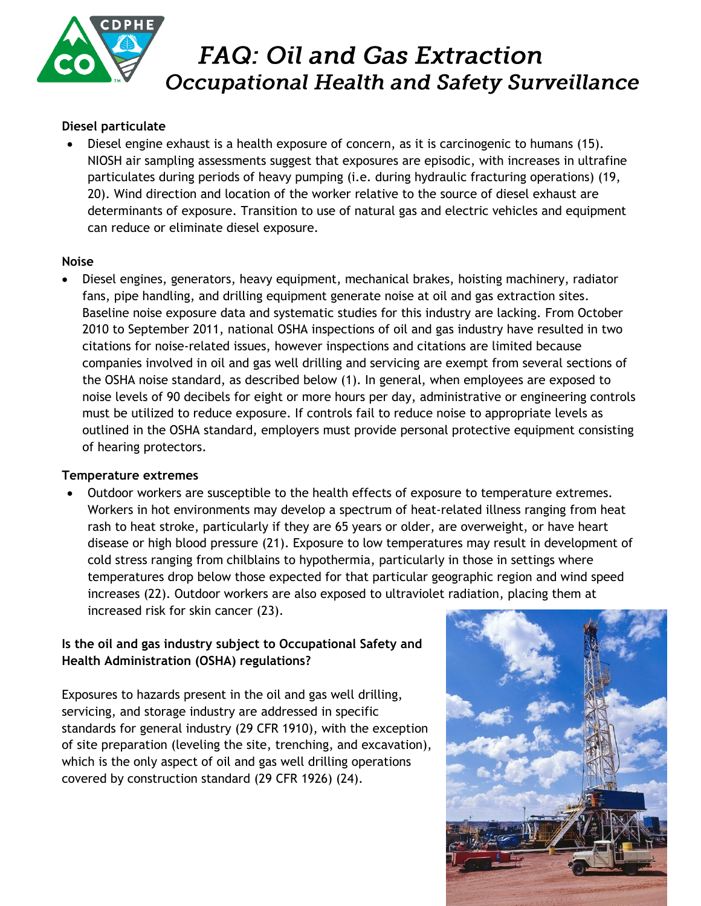# FAQ: Oil and Gas Extraction
## Occupational Health and Safety Surveillance

**Diesel particulate**

- Diesel engine exhaust is a health exposure of concern, as it is carcinogenic to humans (15). NIOSH air sampling assessments suggest that exposures are episodic, with increases in ultrafine particulates during periods of heavy pumping (i.e. during hydraulic fracturing operations) (19, 20). Wind direction and location of the worker relative to the source of diesel exhaust are determinants of exposure. Transition to use of natural gas and electric vehicles and equipment can reduce or eliminate diesel exposure.

**Noise**

- Diesel engines, generators, heavy equipment, mechanical brakes, hoisting machinery, radiator fans, pipe handling, and drilling equipment generate noise at oil and gas extraction sites. Baseline noise exposure data and systematic studies for this industry are lacking. From October 2010 to September 2011, national OSHA inspections of oil and gas industry have resulted in two citations for noise-related issues, however inspections and citations are limited because companies involved in oil and gas well drilling and servicing are exempt from several sections of the OSHA noise standard, as described below (1). In general, when employees are exposed to noise levels of 90 decibels for eight or more hours per day, administrative or engineering controls must be utilized to reduce exposure. If controls fail to reduce noise to appropriate levels as outlined in the OSHA standard, employers must provide personal protective equipment consisting of hearing protectors.

**Temperature extremes**

- Outdoor workers are susceptible to the health effects of exposure to temperature extremes. Workers in hot environments may develop a spectrum of heat-related illness ranging from heat rash to heat stroke, particularly if they are 65 years or older, are overweight, or have heart disease or high blood pressure (21). Exposure to low temperatures may result in development of cold stress ranging from chilblains to hypothermia, particularly in those in settings where temperatures drop below those expected for that particular geographic region and wind speed increases (22). Outdoor workers are also exposed to ultraviolet radiation, placing them at increased risk for skin cancer (23).

**Is the oil and gas industry subject to Occupational Safety and Health Administration (OSHA) regulations?**

Exposures to hazards present in the oil and gas well drilling, servicing, and storage industry are addressed in specific standards for general industry (29 CFR 1910), with the exception of site preparation (leveling the site, trenching, and excavation), which is the only aspect of oil and gas well drilling operations covered by construction standard (29 CFR 1926) (24).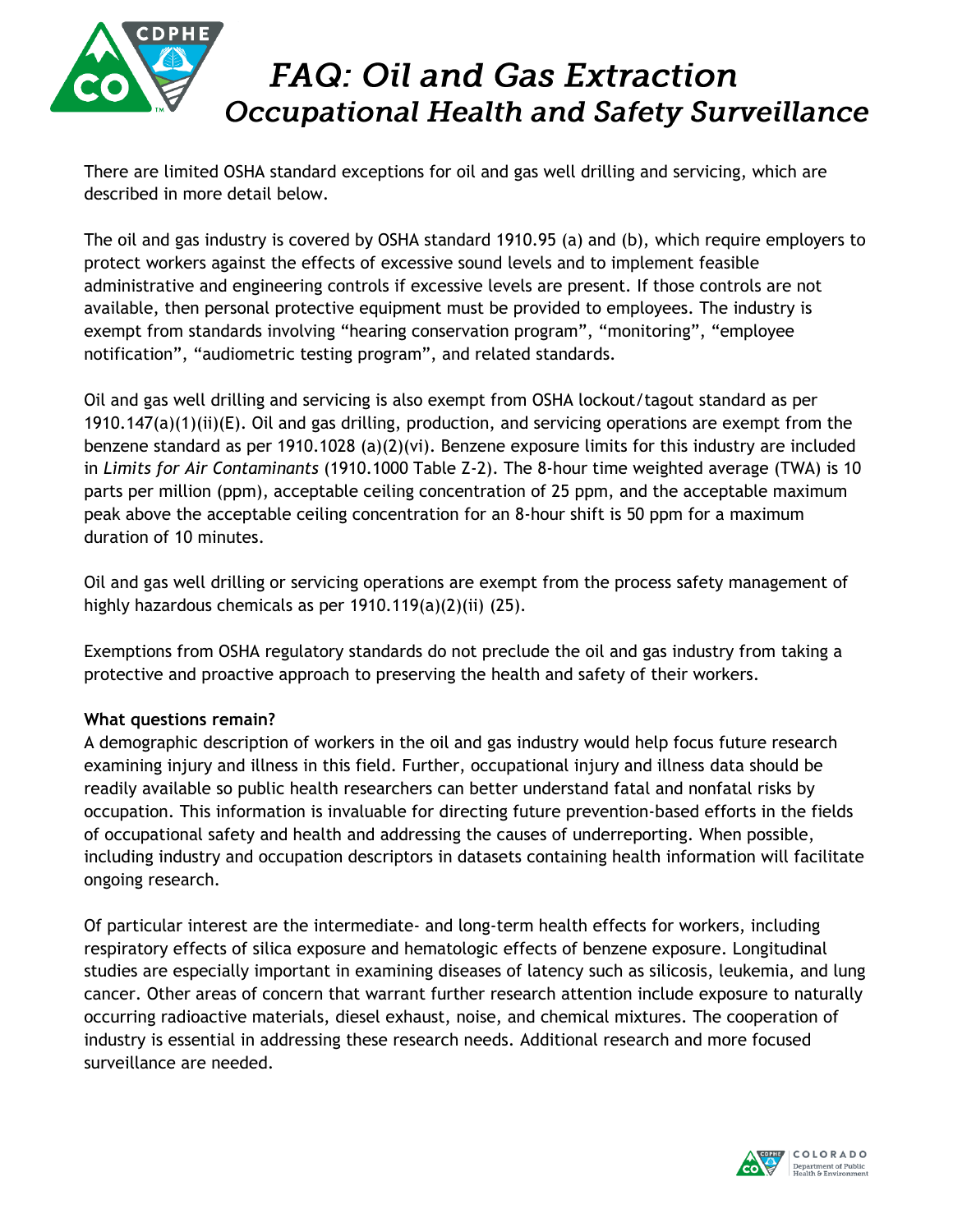There are limited OSHA standard exceptions for oil and gas well drilling and servicing, which are described in more detail below.

The oil and gas industry is covered by OSHA standard 1910.95 (a) and (b), which require employers to protect workers against the effects of excessive sound levels and to implement feasible administrative and engineering controls if excessive levels are present. If those controls are not available, then personal protective equipment must be provided to employees. The industry is exempt from standards involving "hearing conservation program", "monitoring", "employee notification", "audiometric testing program", and related standards.

Oil and gas well drilling and servicing is also exempt from OSHA lockout/tagout standard as per 1910.147(a)(1)(ii)(E). Oil and gas drilling, production, and servicing operations are exempt from the benzene standard as per 1910.1028 (a)(2)(vi). Benzene exposure limits for this industry are included in *Limits for Air Contaminants* (1910.1000 Table Z-2). The 8-hour time weighted average (TWA) is 10 parts per million (ppm), acceptable ceiling concentration of 25 ppm, and the acceptable maximum peak above the acceptable ceiling concentration for an 8-hour shift is 50 ppm for a maximum duration of 10 minutes.

Oil and gas well drilling or servicing operations are exempt from the process safety management of highly hazardous chemicals as per 1910.119(a)(2)(ii) (25).

Exemptions from OSHA regulatory standards do not preclude the oil and gas industry from taking a protective and proactive approach to preserving the health and safety of their workers.

**What questions remain?**

A demographic description of workers in the oil and gas industry would help focus future research examining injury and illness in this field. Further, occupational injury and illness data should be readily available so public health researchers can better understand fatal and nonfatal risks by occupation. This information is invaluable for directing future prevention-based efforts in the fields of occupational safety and health and addressing the causes of underreporting. When possible, including industry and occupation descriptors in datasets containing health information will facilitate ongoing research.

Of particular interest are the intermediate- and long-term health effects for workers, including respiratory effects of silica exposure and hematologic effects of benzene exposure. Longitudinal studies are especially important in examining diseases of latency such as silicosis, leukemia, and lung cancer. Other areas of concern that warrant further research attention include exposure to naturally occurring radioactive materials, diesel exhaust, noise, and chemical mixtures. The cooperation of industry is essential in addressing these research needs. Additional research and more focused surveillance are needed.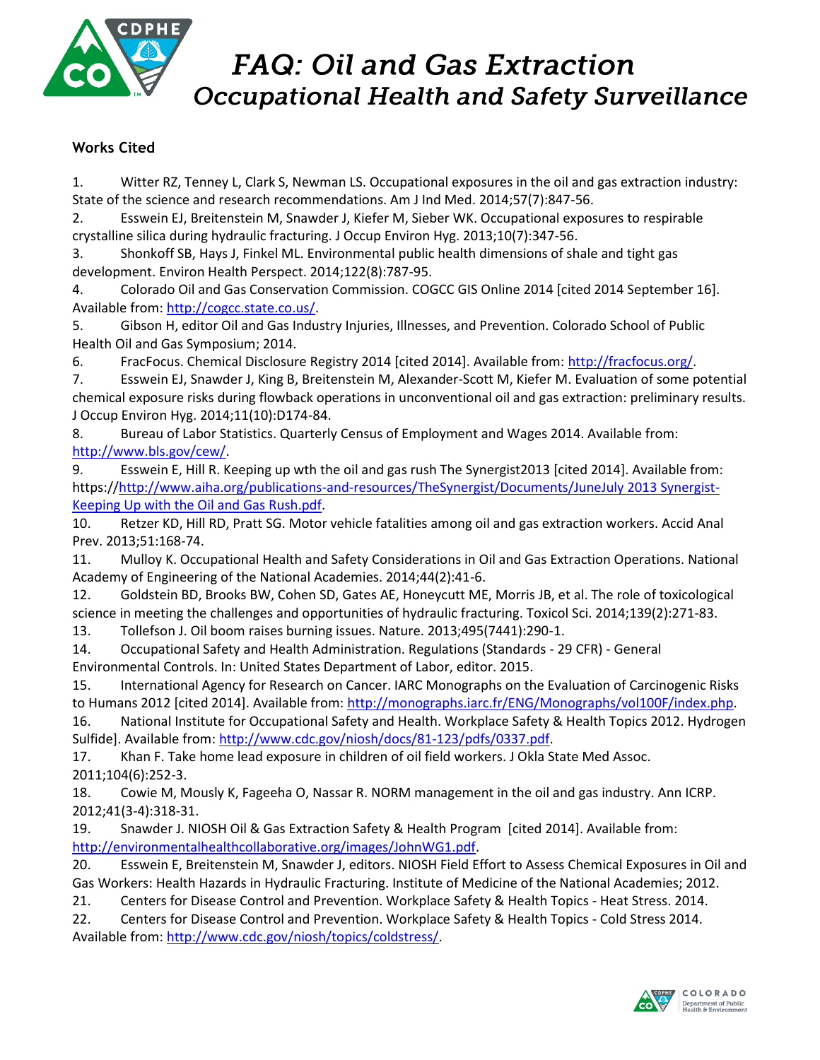**Works Cited**

1. Witter RZ, Tenney L, Clark S, Newman LS. Occupational exposures in the oil and gas extraction industry: State of the science and research recommendations. Am J Ind Med. 2014;57(7):847-56.
2. Esswein EJ, Breitenstein M, Snawder J, Kiefer M, Sieber WK. Occupational exposures to respirable crystalline silica during hydraulic fracturing. J Occup Environ Hyg. 2013;10(7):347-56.
3. Shonkoff SB, Hays J, Finkel ML. Environmental public health dimensions of shale and tight gas development. Environ Health Perspect. 2014;122(8):787-95.
4. Colorado Oil and Gas Conservation Commission. COGCC GIS Online 2014 [cited 2014 September 16]. Available from: http://cogcc.state.co.us/.
5. Gibson H, editor Oil and Gas Industry Injuries, Illnesses, and Prevention. Colorado School of Public Health Oil and Gas Symposium; 2014.
6. FracFocus. Chemical Disclosure Registry 2014 [cited 2014]. Available from: http://fracfocus.org/.
7. Esswein EJ, Snawder J, King B, Breitenstein M, Alexander-Scott M, Kiefer M. Evaluation of some potential chemical exposure risks during flowback operations in unconventional oil and gas extraction: preliminary results. J Occup Environ Hyg. 2014;11(10):D174-84.
8. Bureau of Labor Statistics. Quarterly Census of Employment and Wages 2014. Available from: http://www.bls.gov/cew/.
9. Esswein E, Hill R. Keeping up wth the oil and gas rush The Synergist2013 [cited 2014]. Available from: https://http://www.aiha.org/publications-and-resources/TheSynergist/Documents/JuneJuly 2013 Synergist-Keeping Up with the Oil and Gas Rush.pdf.
10. Retzer KD, Hill RD, Pratt SG. Motor vehicle fatalities among oil and gas extraction workers. Accid Anal Prev. 2013;51:168-74.
11. Mulloy K. Occupational Health and Safety Considerations in Oil and Gas Extraction Operations. National Academy of Engineering of the National Academies. 2014;44(2):41-6.
12. Goldstein BD, Brooks BW, Cohen SD, Gates AE, Honeycutt ME, Morris JB, et al. The role of toxicological science in meeting the challenges and opportunities of hydraulic fracturing. Toxicol Sci. 2014;139(2):271-83.
13. Tollefson J. Oil boom raises burning issues. Nature. 2013;495(7441):290-1.
14. Occupational Safety and Health Administration. Regulations (Standards - 29 CFR) - General Environmental Controls. In: United States Department of Labor, editor. 2015.
15. International Agency for Research on Cancer. IARC Monographs on the Evaluation of Carcinogenic Risks to Humans 2012 [cited 2014]. Available from: http://monographs.iarc.fr/ENG/Monographs/vol100F/index.php.
16. National Institute for Occupational Safety and Health. Workplace Safety & Health Topics 2012. Hydrogen Sulfide]. Available from: http://www.cdc.gov/niosh/docs/81-123/pdfs/0337.pdf.
17. Khan F. Take home lead exposure in children of oil field workers. J Okla State Med Assoc. 2011;104(6):252-3.
18. Cowie M, Mously K, Fageeha O, Nassar R. NORM management in the oil and gas industry. Ann ICRP. 2012;41(3-4):318-31.
19. Snawder J. NIOSH Oil & Gas Extraction Safety & Health Program [cited 2014]. Available from: http://environmentalhealthcollaborative.org/images/JohnWG1.pdf.
20. Esswein E, Breitenstein M, Snawder J, editors. NIOSH Field Effort to Assess Chemical Exposures in Oil and Gas Workers: Health Hazards in Hydraulic Fracturing. Institute of Medicine of the National Academies; 2012.
21. Centers for Disease Control and Prevention. Workplace Safety & Health Topics - Heat Stress. 2014.
22. Centers for Disease Control and Prevention. Workplace Safety & Health Topics - Cold Stress 2014. Available from: http://www.cdc.gov/niosh/topics/coldstress/.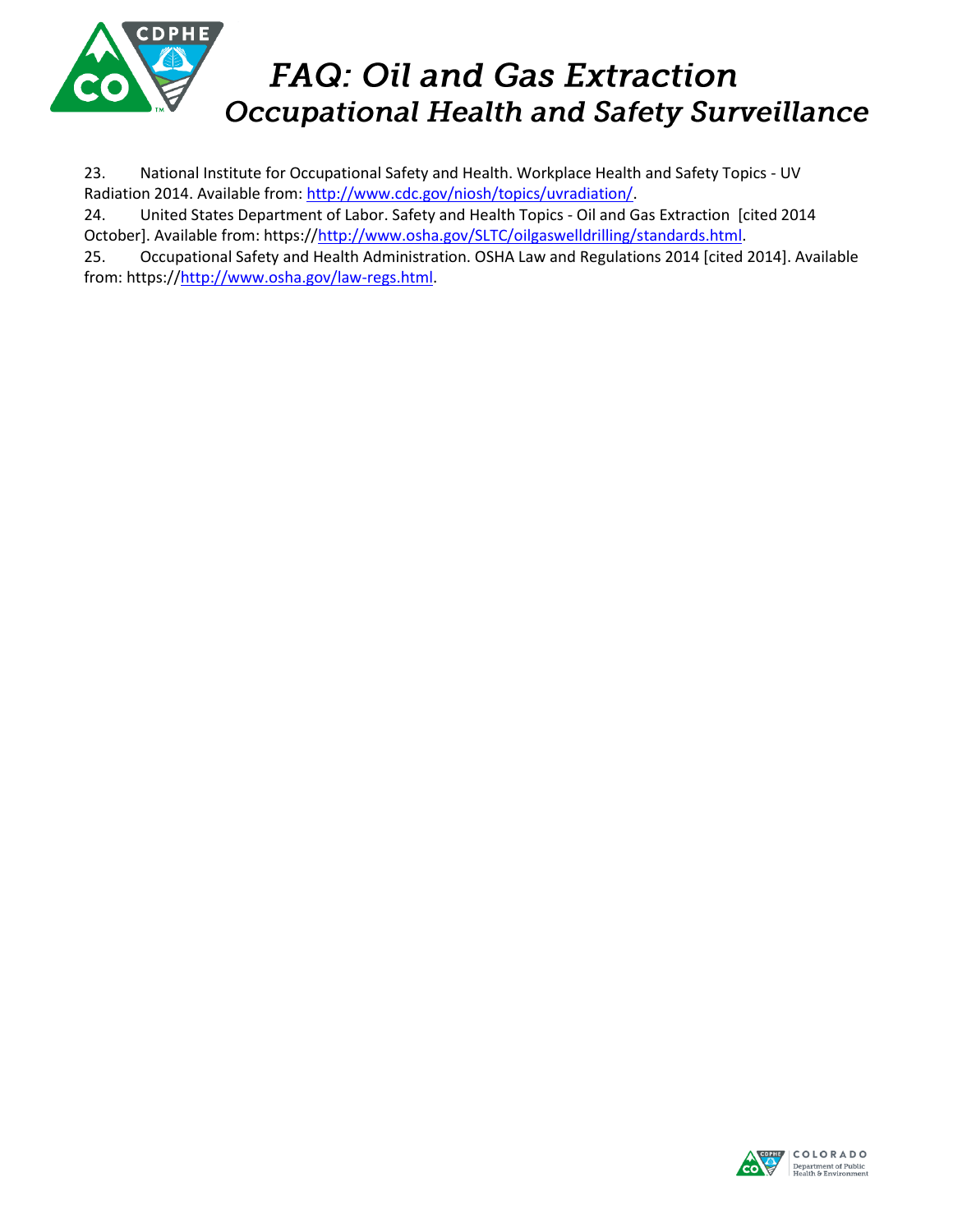23. National Institute for Occupational Safety and Health. Workplace Health and Safety Topics - UV Radiation 2014. Available from: http://www.cdc.gov/niosh/topics/uvradiation/.

24. United States Department of Labor. Safety and Health Topics - Oil and Gas Extraction [cited 2014 October]. Available from: https://http://www.osha.gov/SLTC/oilgaswelldrilling/standards.html.

25. Occupational Safety and Health Administration. OSHA Law and Regulations 2014 [cited 2014]. Available from: https://http://www.osha.gov/law-regs.html.